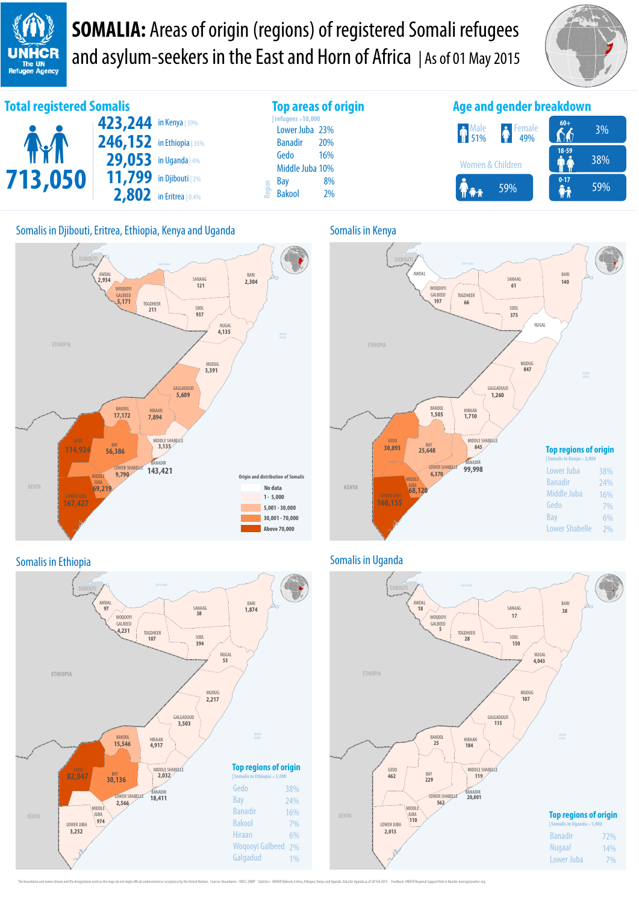# SOMALIA: Areas of origin (regions) of registered Somali refugees and asylum-seekers in the East and Horn of Africa | As of 01 May 2015

UNHCR The UN Refugee Agency

## Total registered Somalis

**713,050**

| Number | Country | Share |
|---|---|---|
| 423,244 | in Kenya | 59% |
| 246,152 | in Ethiopia | 35% |
| 29,053 | in Uganda | 4% |
| 11,799 | in Djibouti | 2% |
| 2,802 | in Eritrea | 0.4% |

## Top areas of origin

| refugees > 10,000

| Region | % |
|---|---|
| Lower Juba | 23% |
| Banadir | 20% |
| Gedo | 16% |
| Middle Juba | 10% |
| Bay | 8% |
| Bakool | 2% |

## Age and gender breakdown

- Male 51%
- Female 49%
- Women & Children 59%

| Age | % |
|---|---|
| 60+ | 3% |
| 18-59 | 38% |
| 0-17 | 59% |

## Somalis in Djibouti, Eritrea, Ethiopia, Kenya and Uganda

| Region | Somalis |
|---|---|
| Awdal | 2,934 |
| Woqooyi Galbeed | 5,171 |
| Togdheer | 211 |
| Sanaag | 121 |
| Bari | 2,304 |
| Sool | 937 |
| Nugal | 4,135 |
| Mudug | 3,391 |
| Galgaduud | 5,609 |
| Hiraan | 7,894 |
| Bakool | 17,172 |
| Gedo | 114,924 |
| Bay | 56,386 |
| Middle Shabelle | 3,135 |
| Banadir | 143,421 |
| Lower Shabelle | 9,790 |
| Middle Juba | 69,219 |
| Lower Juba | 167,427 |

Origin and distribution of Somalis
- No data
- 1 - 5,000
- 5,001 - 30,000
- 30,001 - 70,000
- Above 70,000

## Somalis in Kenya

| Region | Somalis |
|---|---|
| Awdal | |
| Woqooyi Galbeed | 197 |
| Togdheer | 66 |
| Sanaag | 61 |
| Bari | 140 |
| Sool | 375 |
| Nugal | |
| Mudug | 847 |
| Galgaduud | 1,260 |
| Hiraan | 1,710 |
| Bakool | 1,505 |
| Gedo | 30,893 |
| Bay | 25,648 |
| Middle Shabelle | 845 |
| Banadir | 99,998 |
| Lower Shabelle | 6,370 |
| Middle Juba | 68,120 |
| Lower Juba | 160,155 |

### Top regions of origin
| Somalis in Kenya > 3,000

| Region | % |
|---|---|
| Lower Juba | 38% |
| Banadir | 24% |
| Middle Juba | 16% |
| Gedo | 7% |
| Bay | 6% |
| Lower Shabelle | 2% |

## Somalis in Ethiopia

| Region | Somalis |
|---|---|
| Awdal | 97 |
| Woqooyi Galbeed | 4,231 |
| Togdheer | 107 |
| Sanaag | 38 |
| Bari | 1,874 |
| Sool | 394 |
| Nugal | 53 |
| Mudug | 2,217 |
| Galgaduud | 3,503 |
| Hiraan | 4,917 |
| Bakool | 15,546 |
| Gedo | 82,047 |
| Bay | 30,136 |
| Middle Shabelle | 2,032 |
| Banadir | 18,411 |
| Lower Shabelle | 2,566 |
| Middle Juba | 974 |
| Lower Juba | 3,252 |

### Top regions of origin
| Somalis in Ethiopia > 3,000

| Region | % |
|---|---|
| Gedo | 38% |
| Bay | 24% |
| Banadir | 16% |
| Bakool | 7% |
| Hiraan | 6% |
| Woqooyi Galbeed | 2% |
| Galgadud | 1% |

## Somalis in Uganda

| Region | Somalis |
|---|---|
| Awdal | 18 |
| Woqooyi Galbeed | 5 |
| Togdheer | 28 |
| Sanaag | 17 |
| Bari | 38 |
| Sool | 150 |
| Nugal | 4,043 |
| Mudug | 107 |
| Galgaduud | 115 |
| Hiraan | 184 |
| Bakool | 25 |
| Gedo | 462 |
| Bay | 229 |
| Middle Shabelle | 119 |
| Banadir | 20,801 |
| Lower Shabelle | 562 |
| Middle Juba | 110 |
| Lower Juba | 2,013 |

### Top regions of origin
| Somalis in Uganda > 1,000

| Region | % |
|---|---|
| Banadir | 72% |
| Nugaal | 14% |
| Lower Juba | 7% |

The boundaries and names shown and the designations used on the maps do not imply official endorsement or acceptance by the United Nations. Sources: Boundaries - UNCS, UNDP. Statistics - UNHCR Djibouti, Eritrea, Ethiopia, Kenya and Uganda. Data for Uganda as of 28 Feb 2015. Feedback: UNHCR Regional Support Hub in Nairobi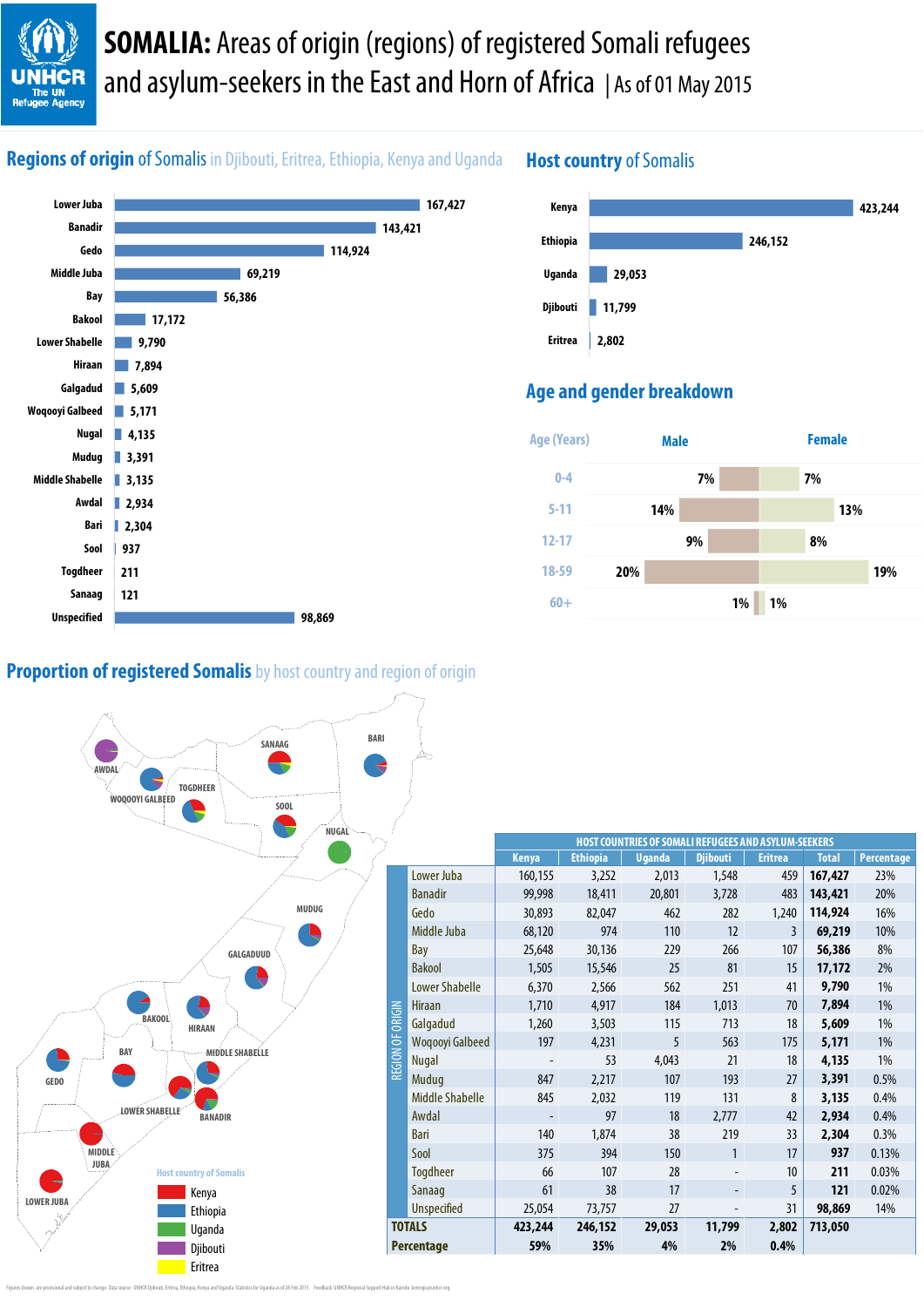# SOMALIA: Areas of origin (regions) of registered Somali refugees and asylum-seekers in the East and Horn of Africa | As of 01 May 2015

## Regions of origin of Somalis in Djibouti, Eritrea, Ethiopia, Kenya and Uganda

Lower Juba 167,427
Banadir 143,421
Gedo 114,924
Middle Juba 69,219
Bay 56,386
Bakool 17,172
Lower Shabelle 9,790
Hiraan 7,894
Galgadud 5,609
Woqooyi Galbeed 5,171
Nugal 4,135
Mudug 3,391
Middle Shabelle 3,135
Awdal 2,934
Bari 2,304
Sool 937
Togdheer 211
Sanaag 121
Unspecified 98,869

## Host country of Somalis

Kenya 423,244
Ethiopia 246,152
Uganda 29,053
Djibouti 11,799
Eritrea 2,802

## Age and gender breakdown

Age (Years) | Male | Female

0-4: 7% | 7%
5-11: 14% | 13%
12-17: 9% | 8%
18-59: 20% | 19%
60+: 1% | 1%

## Proportion of registered Somalis by host country and region of origin

AWDAL, WOQOOYI GALBEED, TOGDHEER, SANAAG, SOOL, BARI, NUGAL, MUDUG, GALGADUUD, BAKOOL, HIRAAN, BAY, GEDO, MIDDLE SHABELLE, LOWER SHABELLE, BANADIR, MIDDLE JUBA, LOWER JUBA

Host country of Somalis: Kenya, Ethiopia, Uganda, Djibouti, Eritrea

| REGION OF ORIGIN | HOST COUNTRIES OF SOMALI REFUGEES AND ASYLUM-SEEKERS | | | | | | |
|---|---|---|---|---|---|---|---|
| | Kenya | Ethiopia | Uganda | Djibouti | Eritrea | Total | Percentage |
| Lower Juba | 160,155 | 3,252 | 2,013 | 1,548 | 459 | **167,427** | 23% |
| Banadir | 99,998 | 18,411 | 20,801 | 3,728 | 483 | **143,421** | 20% |
| Gedo | 30,893 | 82,047 | 462 | 282 | 1,240 | **114,924** | 16% |
| Middle Juba | 68,120 | 974 | 110 | 12 | 3 | **69,219** | 10% |
| Bay | 25,648 | 30,136 | 229 | 266 | 107 | **56,386** | 8% |
| Bakool | 1,505 | 15,546 | 25 | 81 | 15 | **17,172** | 2% |
| Lower Shabelle | 6,370 | 2,566 | 562 | 251 | 41 | **9,790** | 1% |
| Hiraan | 1,710 | 4,917 | 184 | 1,013 | 70 | **7,894** | 1% |
| Galgadud | 1,260 | 3,503 | 115 | 713 | 18 | **5,609** | 1% |
| Woqooyi Galbeed | 197 | 4,231 | 5 | 563 | 175 | **5,171** | 1% |
| Nugal | - | 53 | 4,043 | 21 | 18 | **4,135** | 1% |
| Mudug | 847 | 2,217 | 107 | 193 | 27 | **3,391** | 0.5% |
| Middle Shabelle | 845 | 2,032 | 119 | 131 | 8 | **3,135** | 0.4% |
| Awdal | - | 97 | 18 | 2,777 | 42 | **2,934** | 0.4% |
| Bari | 140 | 1,874 | 38 | 219 | 33 | **2,304** | 0.3% |
| Sool | 375 | 394 | 150 | 1 | 17 | **937** | 0.13% |
| Togdheer | 66 | 107 | 28 | - | 10 | **211** | 0.03% |
| Sanaag | 61 | 38 | 17 | - | 5 | **121** | 0.02% |
| Unspecified | 25,054 | 73,757 | 27 | - | 31 | **98,869** | 14% |
| **TOTALS** | **423,244** | **246,152** | **29,053** | **11,799** | **2,802** | **713,050** | |
| **Percentage** | **59%** | **35%** | **4%** | **2%** | **0.4%** | | |

Figures shown are provisional and subject to change. Data source: UNHCR Djibouti, Eritrea, Ethiopia, Kenya and Uganda. Statistics for Uganda as of 28 Feb 2015. Feedback: UNHCR Regional Support Hub in Nairobi kenigis@unhcr.org